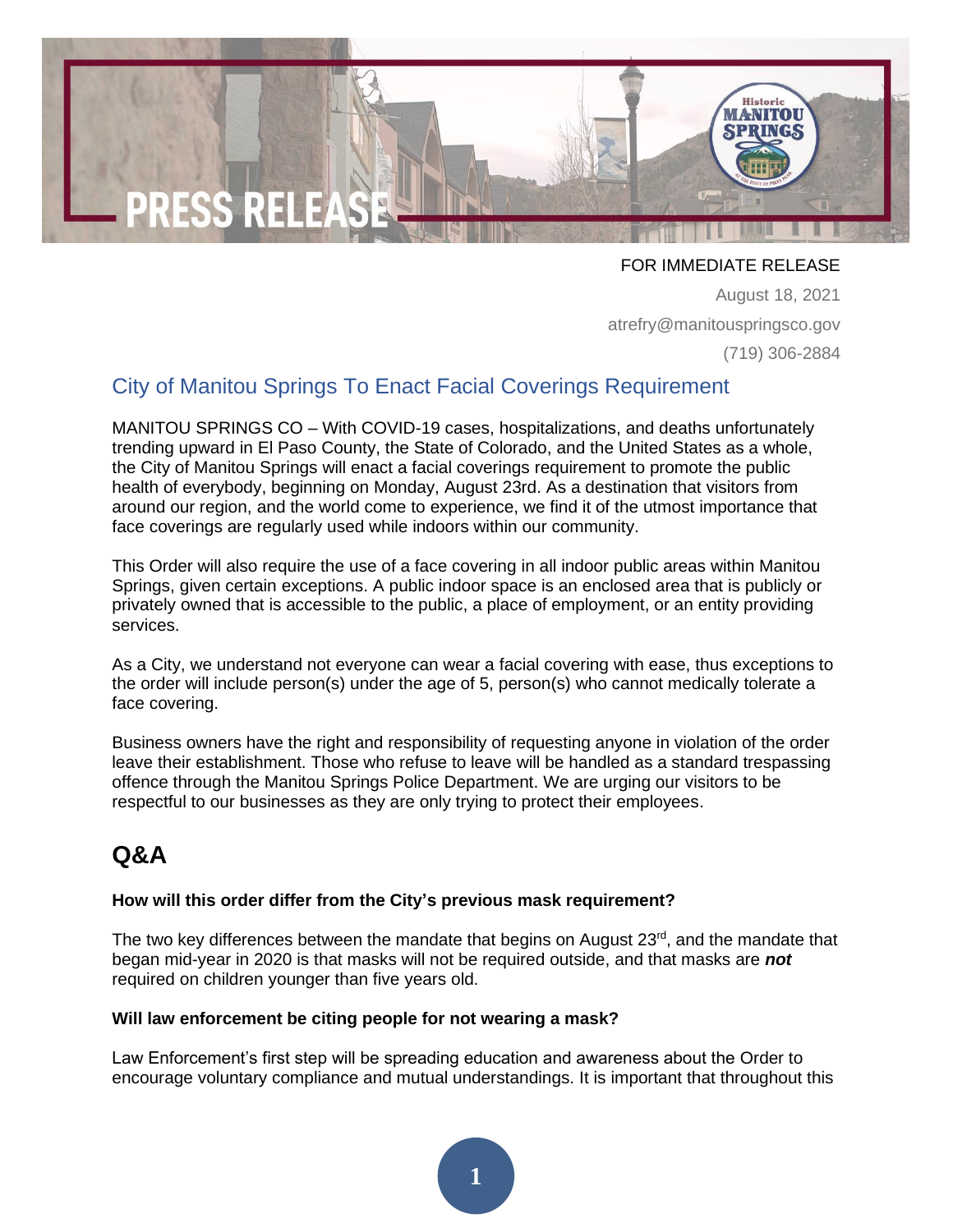# PRESS RELEASE

FOR IMMEDIATE RELEASE

August 18, 2021

atrefry@manitouspringsco.gov

(719) 306-2884

## City of Manitou Springs To Enact Facial Coverings Requirement

MANITOU SPRINGS CO – With COVID-19 cases, hospitalizations, and deaths unfortunately trending upward in El Paso County, the State of Colorado, and the United States as a whole, the City of Manitou Springs will enact a facial coverings requirement to promote the public health of everybody, beginning on Monday, August 23rd. As a destination that visitors from around our region, and the world come to experience, we find it of the utmost importance that face coverings are regularly used while indoors within our community.

This Order will also require the use of a face covering in all indoor public areas within Manitou Springs, given certain exceptions. A public indoor space is an enclosed area that is publicly or privately owned that is accessible to the public, a place of employment, or an entity providing services.

As a City, we understand not everyone can wear a facial covering with ease, thus exceptions to the order will include person(s) under the age of 5, person(s) who cannot medically tolerate a face covering.

Business owners have the right and responsibility of requesting anyone in violation of the order leave their establishment. Those who refuse to leave will be handled as a standard trespassing offence through the Manitou Springs Police Department. We are urging our visitors to be respectful to our businesses as they are only trying to protect their employees.

## Q&A

**How will this order differ from the City's previous mask requirement?**

The two key differences between the mandate that begins on August 23rd, and the mandate that began mid-year in 2020 is that masks will not be required outside, and that masks are ***not*** required on children younger than five years old.

**Will law enforcement be citing people for not wearing a mask?**

Law Enforcement's first step will be spreading education and awareness about the Order to encourage voluntary compliance and mutual understandings. It is important that throughout this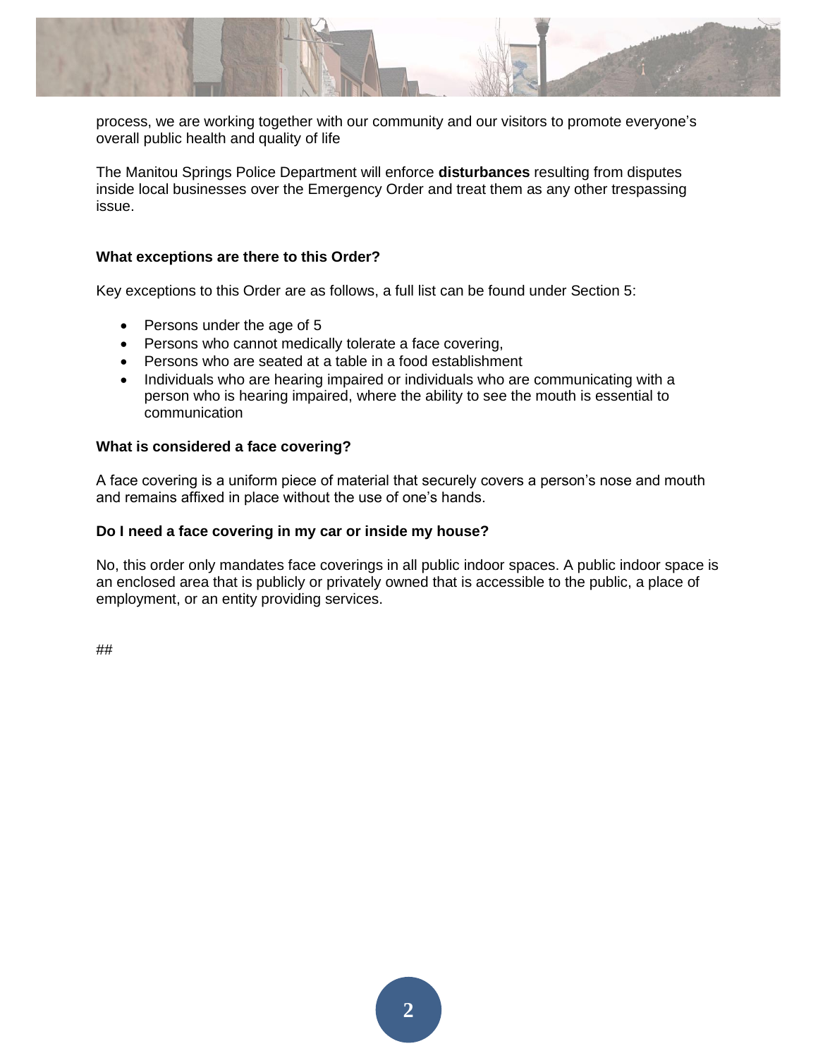process, we are working together with our community and our visitors to promote everyone's overall public health and quality of life

The Manitou Springs Police Department will enforce **disturbances** resulting from disputes inside local businesses over the Emergency Order and treat them as any other trespassing issue.

**What exceptions are there to this Order?**

Key exceptions to this Order are as follows, a full list can be found under Section 5:

- Persons under the age of 5
- Persons who cannot medically tolerate a face covering,
- Persons who are seated at a table in a food establishment
- Individuals who are hearing impaired or individuals who are communicating with a person who is hearing impaired, where the ability to see the mouth is essential to communication

**What is considered a face covering?**

A face covering is a uniform piece of material that securely covers a person's nose and mouth and remains affixed in place without the use of one's hands.

**Do I need a face covering in my car or inside my house?**

No, this order only mandates face coverings in all public indoor spaces. A public indoor space is an enclosed area that is publicly or privately owned that is accessible to the public, a place of employment, or an entity providing services.

##